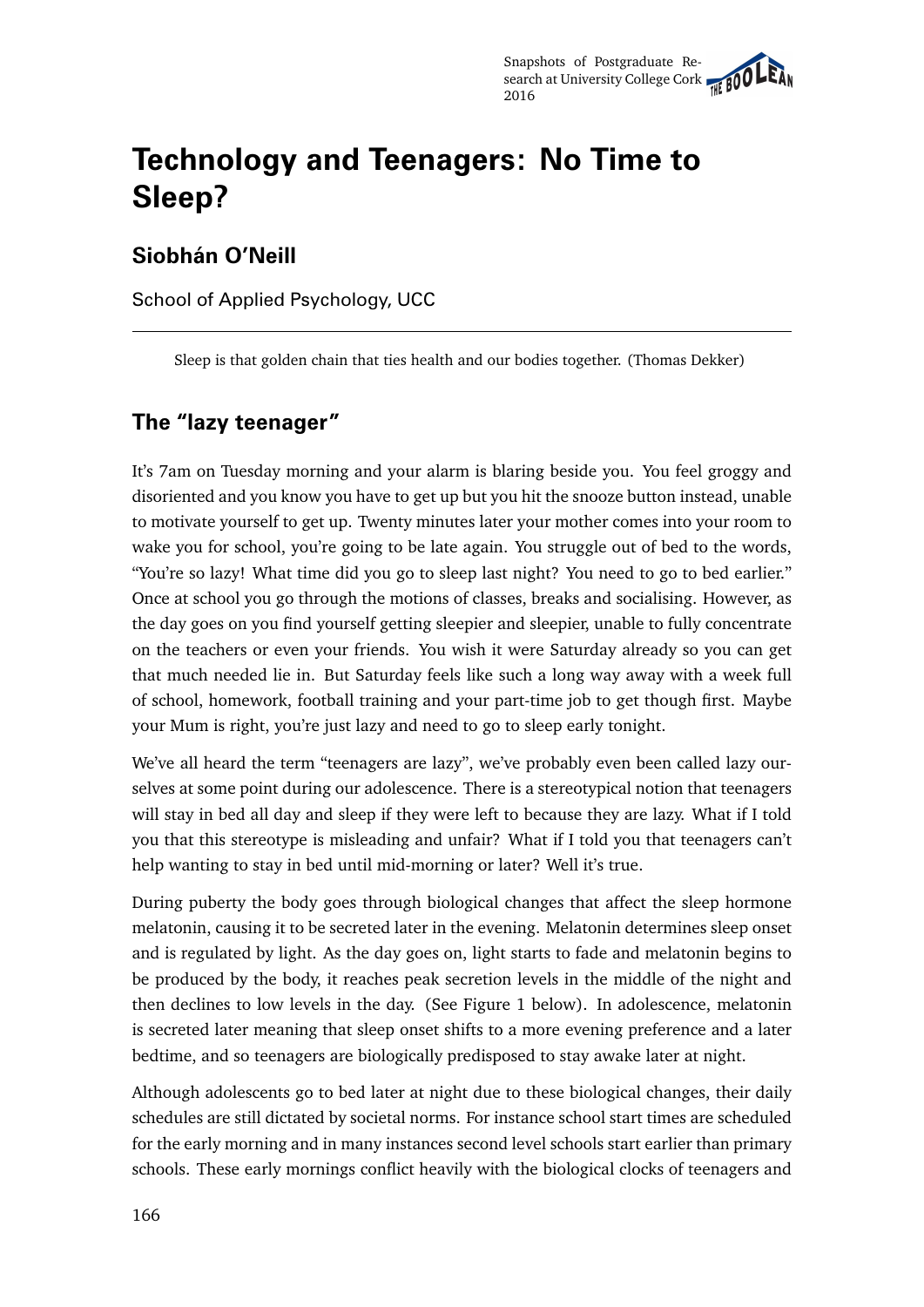# Technology and Teenagers: No Time to Sleep?

## Siobhán O'Neill

School of Applied Psychology, UCC

---

Sleep is that golden chain that ties health and our bodies together. (Thomas Dekker)

## The "lazy teenager"

It's 7am on Tuesday morning and your alarm is blaring beside you. You feel groggy and disoriented and you know you have to get up but you hit the snooze button instead, unable to motivate yourself to get up. Twenty minutes later your mother comes into your room to wake you for school, you're going to be late again. You struggle out of bed to the words, "You're so lazy! What time did you go to sleep last night? You need to go to bed earlier." Once at school you go through the motions of classes, breaks and socialising. However, as the day goes on you find yourself getting sleepier and sleepier, unable to fully concentrate on the teachers or even your friends. You wish it were Saturday already so you can get that much needed lie in. But Saturday feels like such a long way away with a week full of school, homework, football training and your part-time job to get though first. Maybe your Mum is right, you're just lazy and need to go to sleep early tonight.

We've all heard the term "teenagers are lazy", we've probably even been called lazy ourselves at some point during our adolescence. There is a stereotypical notion that teenagers will stay in bed all day and sleep if they were left to because they are lazy. What if I told you that this stereotype is misleading and unfair? What if I told you that teenagers can't help wanting to stay in bed until mid-morning or later? Well it's true.

During puberty the body goes through biological changes that affect the sleep hormone melatonin, causing it to be secreted later in the evening. Melatonin determines sleep onset and is regulated by light. As the day goes on, light starts to fade and melatonin begins to be produced by the body, it reaches peak secretion levels in the middle of the night and then declines to low levels in the day. (See Figure 1 below). In adolescence, melatonin is secreted later meaning that sleep onset shifts to a more evening preference and a later bedtime, and so teenagers are biologically predisposed to stay awake later at night.

Although adolescents go to bed later at night due to these biological changes, their daily schedules are still dictated by societal norms. For instance school start times are scheduled for the early morning and in many instances second level schools start earlier than primary schools. These early mornings conflict heavily with the biological clocks of teenagers and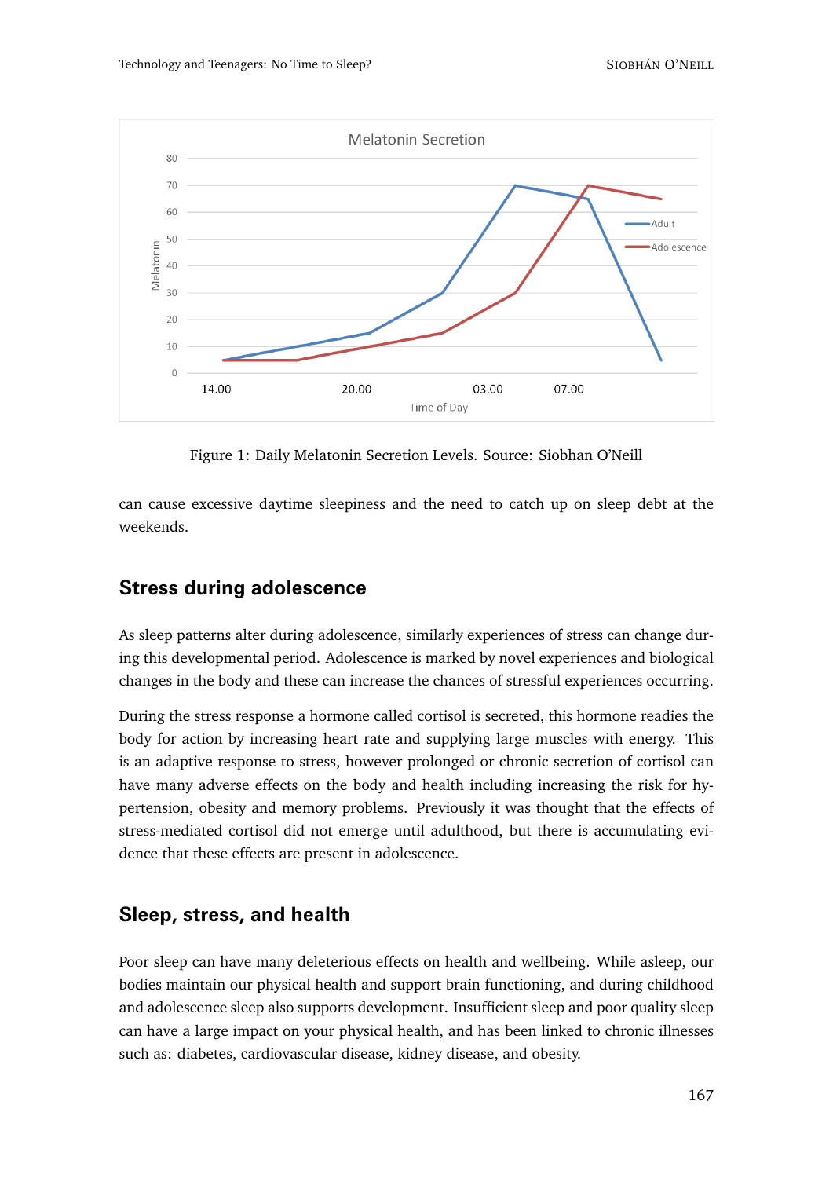Melatonin Secretion

80
70
60
50
40
30
20
10
0

Melatonin

14.00
20.00
03.00
07.00

Time of Day

Adult
Adolescence

Figure 1: Daily Melatonin Secretion Levels. Source: Siobhan O'Neill

can cause excessive daytime sleepiness and the need to catch up on sleep debt at the weekends.

## Stress during adolescence

As sleep patterns alter during adolescence, similarly experiences of stress can change during this developmental period. Adolescence is marked by novel experiences and biological changes in the body and these can increase the chances of stressful experiences occurring.

During the stress response a hormone called cortisol is secreted, this hormone readies the body for action by increasing heart rate and supplying large muscles with energy. This is an adaptive response to stress, however prolonged or chronic secretion of cortisol can have many adverse effects on the body and health including increasing the risk for hypertension, obesity and memory problems. Previously it was thought that the effects of stress-mediated cortisol did not emerge until adulthood, but there is accumulating evidence that these effects are present in adolescence.

## Sleep, stress, and health

Poor sleep can have many deleterious effects on health and wellbeing. While asleep, our bodies maintain our physical health and support brain functioning, and during childhood and adolescence sleep also supports development. Insufficient sleep and poor quality sleep can have a large impact on your physical health, and has been linked to chronic illnesses such as: diabetes, cardiovascular disease, kidney disease, and obesity.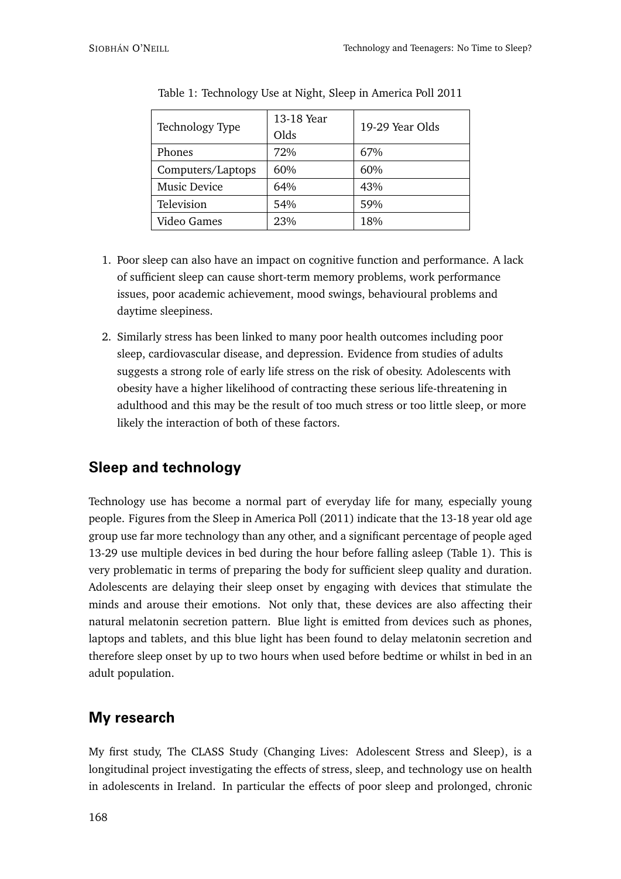Table 1: Technology Use at Night, Sleep in America Poll 2011

| Technology Type | 13-18 Year Olds | 19-29 Year Olds |
| --- | --- | --- |
| Phones | 72% | 67% |
| Computers/Laptops | 60% | 60% |
| Music Device | 64% | 43% |
| Television | 54% | 59% |
| Video Games | 23% | 18% |

1. Poor sleep can also have an impact on cognitive function and performance. A lack of sufficient sleep can cause short-term memory problems, work performance issues, poor academic achievement, mood swings, behavioural problems and daytime sleepiness.

2. Similarly stress has been linked to many poor health outcomes including poor sleep, cardiovascular disease, and depression. Evidence from studies of adults suggests a strong role of early life stress on the risk of obesity. Adolescents with obesity have a higher likelihood of contracting these serious life-threatening in adulthood and this may be the result of too much stress or too little sleep, or more likely the interaction of both of these factors.

## Sleep and technology

Technology use has become a normal part of everyday life for many, especially young people. Figures from the Sleep in America Poll (2011) indicate that the 13-18 year old age group use far more technology than any other, and a significant percentage of people aged 13-29 use multiple devices in bed during the hour before falling asleep (Table 1). This is very problematic in terms of preparing the body for sufficient sleep quality and duration. Adolescents are delaying their sleep onset by engaging with devices that stimulate the minds and arouse their emotions. Not only that, these devices are also affecting their natural melatonin secretion pattern. Blue light is emitted from devices such as phones, laptops and tablets, and this blue light has been found to delay melatonin secretion and therefore sleep onset by up to two hours when used before bedtime or whilst in bed in an adult population.

## My research

My first study, The CLASS Study (Changing Lives: Adolescent Stress and Sleep), is a longitudinal project investigating the effects of stress, sleep, and technology use on health in adolescents in Ireland. In particular the effects of poor sleep and prolonged, chronic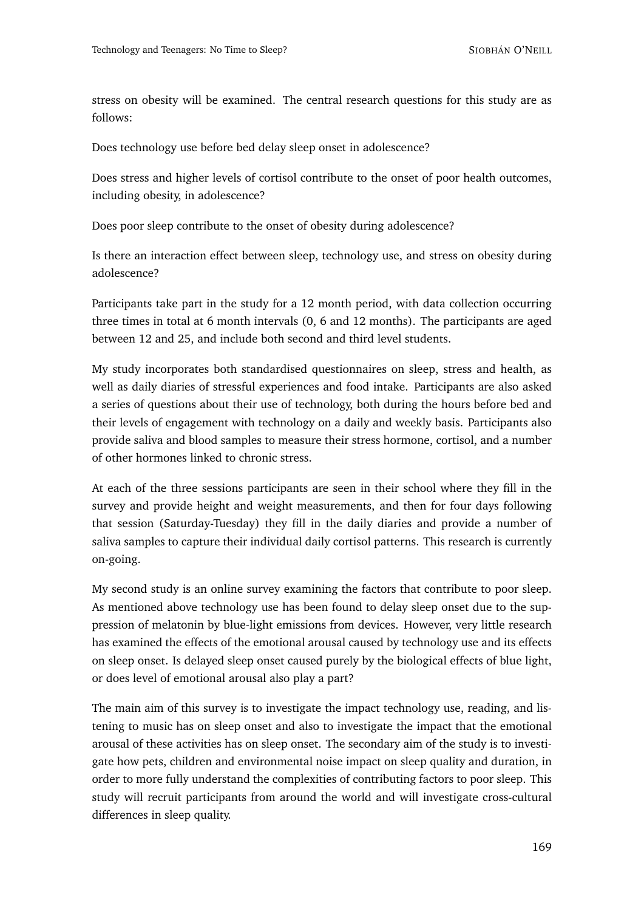stress on obesity will be examined. The central research questions for this study are as follows:

Does technology use before bed delay sleep onset in adolescence?

Does stress and higher levels of cortisol contribute to the onset of poor health outcomes, including obesity, in adolescence?

Does poor sleep contribute to the onset of obesity during adolescence?

Is there an interaction effect between sleep, technology use, and stress on obesity during adolescence?

Participants take part in the study for a 12 month period, with data collection occurring three times in total at 6 month intervals (0, 6 and 12 months). The participants are aged between 12 and 25, and include both second and third level students.

My study incorporates both standardised questionnaires on sleep, stress and health, as well as daily diaries of stressful experiences and food intake. Participants are also asked a series of questions about their use of technology, both during the hours before bed and their levels of engagement with technology on a daily and weekly basis. Participants also provide saliva and blood samples to measure their stress hormone, cortisol, and a number of other hormones linked to chronic stress.

At each of the three sessions participants are seen in their school where they fill in the survey and provide height and weight measurements, and then for four days following that session (Saturday-Tuesday) they fill in the daily diaries and provide a number of saliva samples to capture their individual daily cortisol patterns. This research is currently on-going.

My second study is an online survey examining the factors that contribute to poor sleep. As mentioned above technology use has been found to delay sleep onset due to the suppression of melatonin by blue-light emissions from devices. However, very little research has examined the effects of the emotional arousal caused by technology use and its effects on sleep onset. Is delayed sleep onset caused purely by the biological effects of blue light, or does level of emotional arousal also play a part?

The main aim of this survey is to investigate the impact technology use, reading, and listening to music has on sleep onset and also to investigate the impact that the emotional arousal of these activities has on sleep onset. The secondary aim of the study is to investigate how pets, children and environmental noise impact on sleep quality and duration, in order to more fully understand the complexities of contributing factors to poor sleep. This study will recruit participants from around the world and will investigate cross-cultural differences in sleep quality.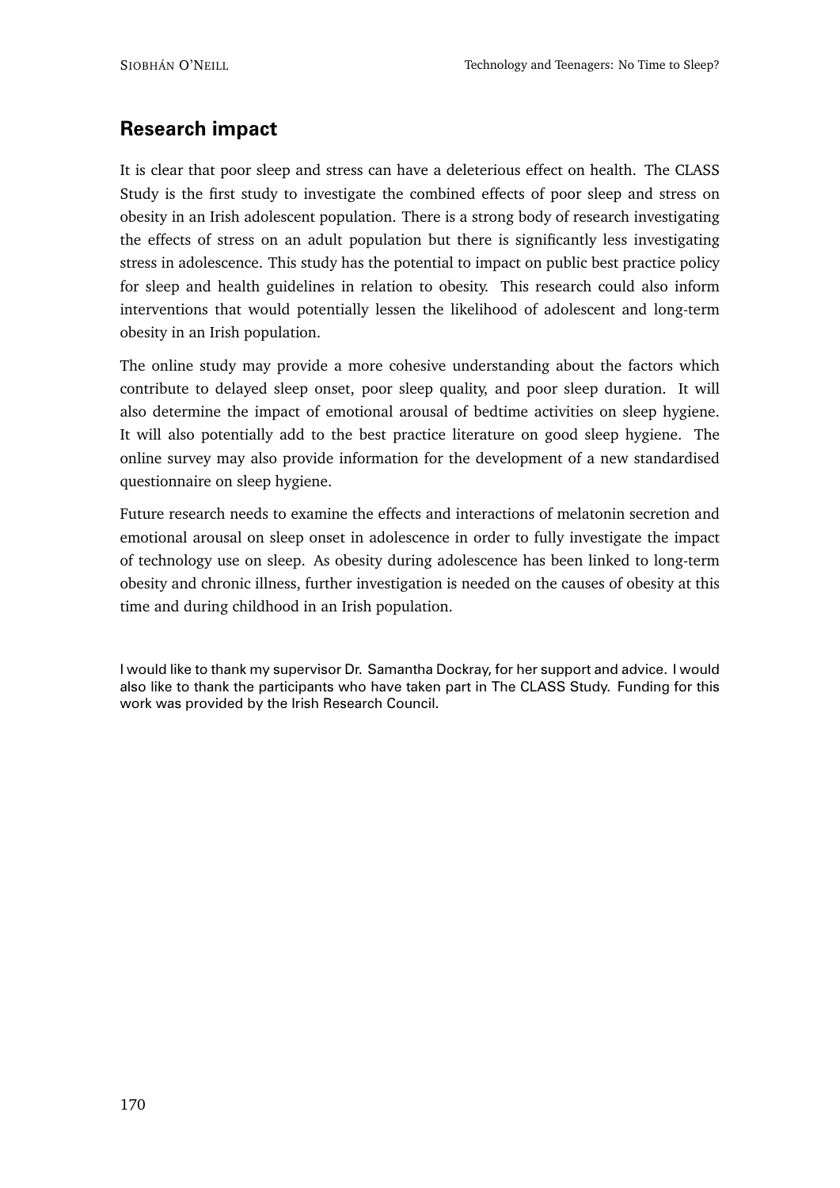## Research impact

It is clear that poor sleep and stress can have a deleterious effect on health. The CLASS Study is the first study to investigate the combined effects of poor sleep and stress on obesity in an Irish adolescent population. There is a strong body of research investigating the effects of stress on an adult population but there is significantly less investigating stress in adolescence. This study has the potential to impact on public best practice policy for sleep and health guidelines in relation to obesity. This research could also inform interventions that would potentially lessen the likelihood of adolescent and long-term obesity in an Irish population.

The online study may provide a more cohesive understanding about the factors which contribute to delayed sleep onset, poor sleep quality, and poor sleep duration. It will also determine the impact of emotional arousal of bedtime activities on sleep hygiene. It will also potentially add to the best practice literature on good sleep hygiene. The online survey may also provide information for the development of a new standardised questionnaire on sleep hygiene.

Future research needs to examine the effects and interactions of melatonin secretion and emotional arousal on sleep onset in adolescence in order to fully investigate the impact of technology use on sleep. As obesity during adolescence has been linked to long-term obesity and chronic illness, further investigation is needed on the causes of obesity at this time and during childhood in an Irish population.

I would like to thank my supervisor Dr. Samantha Dockray, for her support and advice. I would also like to thank the participants who have taken part in The CLASS Study. Funding for this work was provided by the Irish Research Council.